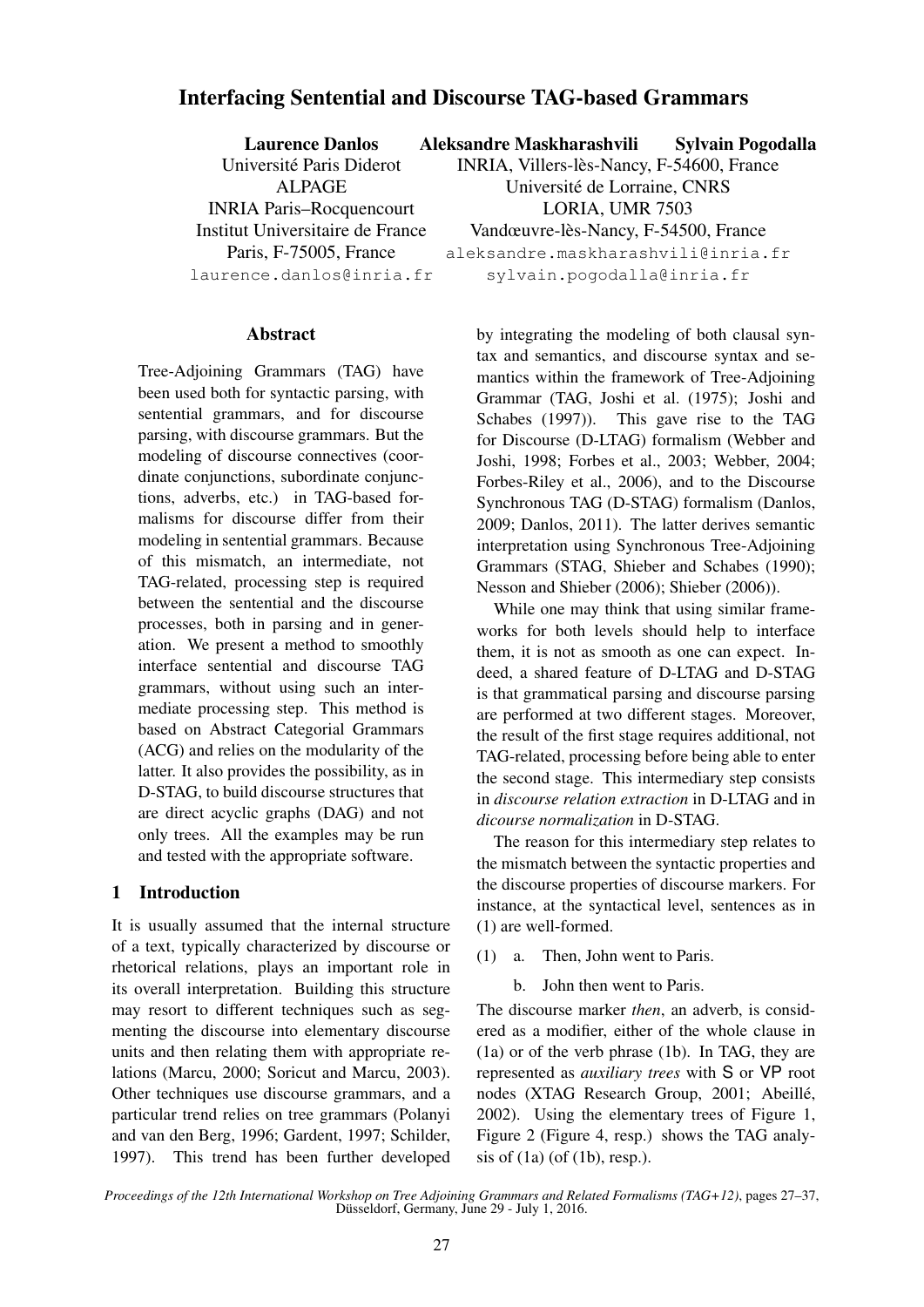# Interfacing Sentential and Discourse TAG-based Grammars

**Laurence Danlos**
Université Paris Diderot
ALPAGE
INRIA Paris–Rocquencourt
Institut Universitaire de France
Paris, F-75005, France
laurence.danlos@inria.fr

**Aleksandre Maskharashvili** **Sylvain Pogodalla**
INRIA, Villers-lès-Nancy, F-54600, France
Université de Lorraine, CNRS
LORIA, UMR 7503
Vandœuvre-lès-Nancy, F-54500, France
aleksandre.maskharashvili@inria.fr
sylvain.pogodalla@inria.fr

## Abstract

Tree-Adjoining Grammars (TAG) have been used both for syntactic parsing, with sentential grammars, and for discourse parsing, with discourse grammars. But the modeling of discourse connectives (coordinate conjunctions, subordinate conjunctions, adverbs, etc.) in TAG-based formalisms for discourse differ from their modeling in sentential grammars. Because of this mismatch, an intermediate, not TAG-related, processing step is required between the sentential and the discourse processes, both in parsing and in generation. We present a method to smoothly interface sentential and discourse TAG grammars, without using such an intermediate processing step. This method is based on Abstract Categorial Grammars (ACG) and relies on the modularity of the latter. It also provides the possibility, as in D-STAG, to build discourse structures that are direct acyclic graphs (DAG) and not only trees. All the examples may be run and tested with the appropriate software.

## 1 Introduction

It is usually assumed that the internal structure of a text, typically characterized by discourse or rhetorical relations, plays an important role in its overall interpretation. Building this structure may resort to different techniques such as segmenting the discourse into elementary discourse units and then relating them with appropriate relations (Marcu, 2000; Soricut and Marcu, 2003). Other techniques use discourse grammars, and a particular trend relies on tree grammars (Polanyi and van den Berg, 1996; Gardent, 1997; Schilder, 1997). This trend has been further developed by integrating the modeling of both clausal syntax and semantics, and discourse syntax and semantics within the framework of Tree-Adjoining Grammar (TAG, Joshi et al. (1975); Joshi and Schabes (1997)). This gave rise to the TAG for Discourse (D-LTAG) formalism (Webber and Joshi, 1998; Forbes et al., 2003; Webber, 2004; Forbes-Riley et al., 2006), and to the Discourse Synchronous TAG (D-STAG) formalism (Danlos, 2009; Danlos, 2011). The latter derives semantic interpretation using Synchronous Tree-Adjoining Grammars (STAG, Shieber and Schabes (1990); Nesson and Shieber (2006); Shieber (2006)).

While one may think that using similar frameworks for both levels should help to interface them, it is not as smooth as one can expect. Indeed, a shared feature of D-LTAG and D-STAG is that grammatical parsing and discourse parsing are performed at two different stages. Moreover, the result of the first stage requires additional, not TAG-related, processing before being able to enter the second stage. This intermediary step consists in *discourse relation extraction* in D-LTAG and in *dicourse normalization* in D-STAG.

The reason for this intermediary step relates to the mismatch between the syntactic properties and the discourse properties of discourse markers. For instance, at the syntactical level, sentences as in (1) are well-formed.

(1) a. Then, John went to Paris.

 b. John then went to Paris.

The discourse marker *then*, an adverb, is considered as a modifier, either of the whole clause in (1a) or of the verb phrase (1b). In TAG, they are represented as *auxiliary trees* with S or VP root nodes (XTAG Research Group, 2001; Abeillé, 2002). Using the elementary trees of Figure 1, Figure 2 (Figure 4, resp.) shows the TAG analysis of (1a) (of (1b), resp.).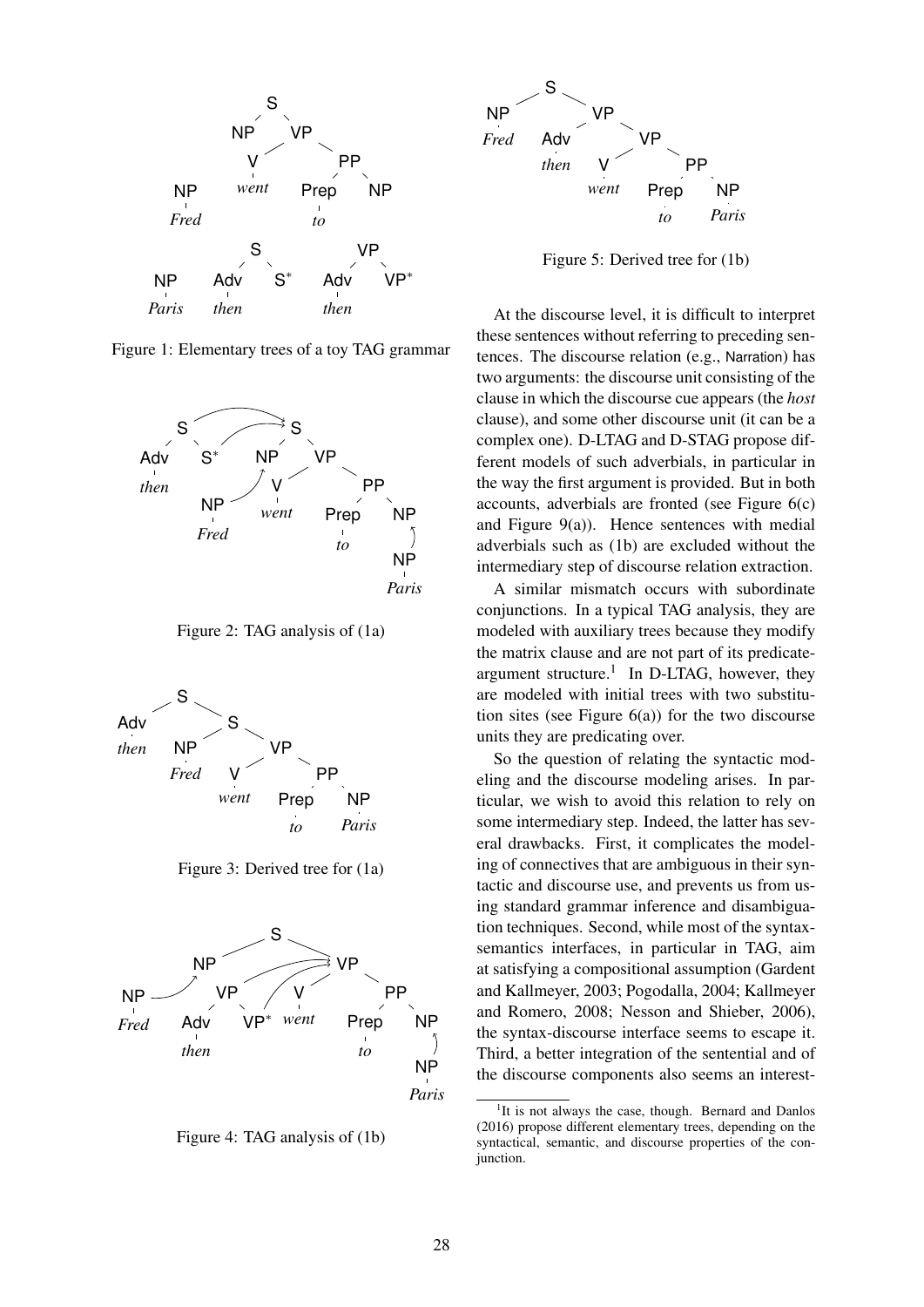Figure 1: Elementary trees of a toy TAG grammar

Figure 2: TAG analysis of (1a)

Figure 3: Derived tree for (1a)

Figure 4: TAG analysis of (1b)

Figure 5: Derived tree for (1b)

At the discourse level, it is difficult to interpret these sentences without referring to preceding sentences. The discourse relation (e.g., Narration) has two arguments: the discourse unit consisting of the clause in which the discourse cue appears (the *host* clause), and some other discourse unit (it can be a complex one). D-LTAG and D-STAG propose different models of such adverbials, in particular in the way the first argument is provided. But in both accounts, adverbials are fronted (see Figure 6(c) and Figure 9(a)). Hence sentences with medial adverbials such as (1b) are excluded without the intermediary step of discourse relation extraction.

A similar mismatch occurs with subordinate conjunctions. In a typical TAG analysis, they are modeled with auxiliary trees because they modify the matrix clause and are not part of its predicate-argument structure.[1] In D-LTAG, however, they are modeled with initial trees with two substitution sites (see Figure 6(a)) for the two discourse units they are predicating over.

So the question of relating the syntactic modeling and the discourse modeling arises. In particular, we wish to avoid this relation to rely on some intermediary step. Indeed, the latter has several drawbacks. First, it complicates the modeling of connectives that are ambiguous in their syntactic and discourse use, and prevents us from using standard grammar inference and disambiguation techniques. Second, while most of the syntax-semantics interfaces, in particular in TAG, aim at satisfying a compositional assumption (Gardent and Kallmeyer, 2003; Pogodalla, 2004; Kallmeyer and Romero, 2008; Nesson and Shieber, 2006), the syntax-discourse interface seems to escape it. Third, a better integration of the sentential and of the discourse components also seems an interest-

[1] It is not always the case, though. Bernard and Danlos (2016) propose different elementary trees, depending on the syntactical, semantic, and discourse properties of the conjunction.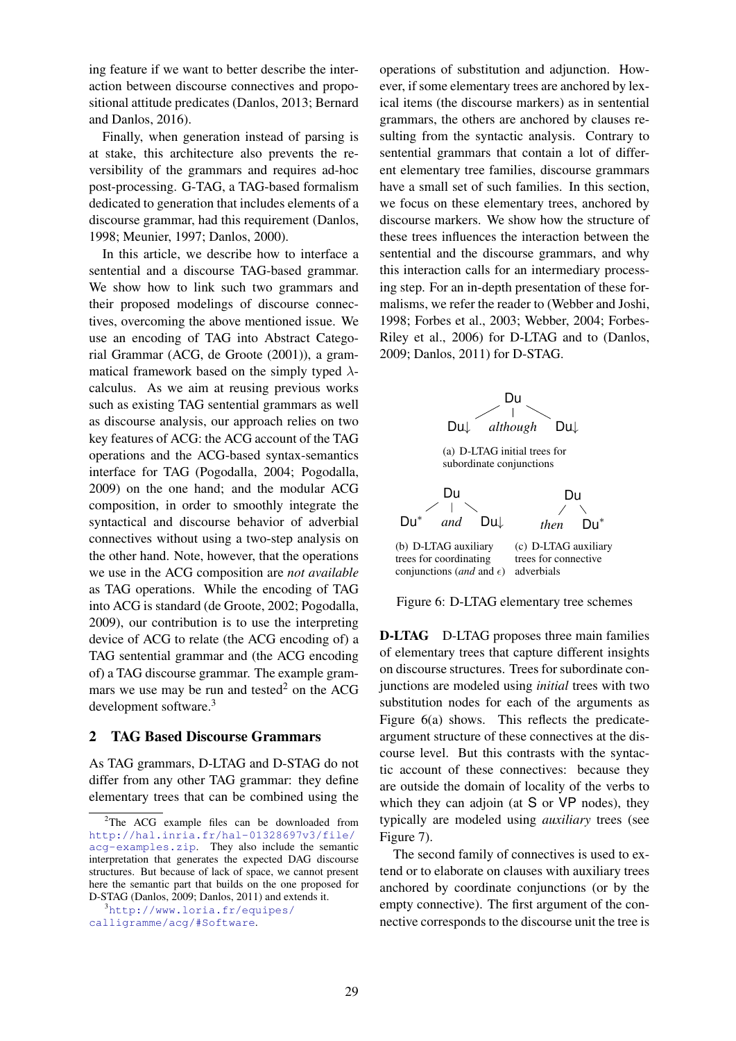ing feature if we want to better describe the interaction between discourse connectives and propositional attitude predicates (Danlos, 2013; Bernard and Danlos, 2016).

Finally, when generation instead of parsing is at stake, this architecture also prevents the reversibility of the grammars and requires ad-hoc post-processing. G-TAG, a TAG-based formalism dedicated to generation that includes elements of a discourse grammar, had this requirement (Danlos, 1998; Meunier, 1997; Danlos, 2000).

In this article, we describe how to interface a sentential and a discourse TAG-based grammar. We show how to link such two grammars and their proposed modelings of discourse connectives, overcoming the above mentioned issue. We use an encoding of TAG into Abstract Categorial Grammar (ACG, de Groote (2001)), a grammatical framework based on the simply typed $\lambda$-calculus. As we aim at reusing previous works such as existing TAG sentential grammars as well as discourse analysis, our approach relies on two key features of ACG: the ACG account of the TAG operations and the ACG-based syntax-semantics interface for TAG (Pogodalla, 2004; Pogodalla, 2009) on the one hand; and the modular ACG composition, in order to smoothly integrate the syntactical and discourse behavior of adverbial connectives without using a two-step analysis on the other hand. Note, however, that the operations we use in the ACG composition are *not available* as TAG operations. While the encoding of TAG into ACG is standard (de Groote, 2002; Pogodalla, 2009), our contribution is to use the interpreting device of ACG to relate (the ACG encoding of) a TAG sentential grammar and (the ACG encoding of) a TAG discourse grammar. The example grammars we use may be run and tested[2] on the ACG development software.[3]

## 2 TAG Based Discourse Grammars

As TAG grammars, D-LTAG and D-STAG do not differ from any other TAG grammar: they define elementary trees that can be combined using the operations of substitution and adjunction. However, if some elementary trees are anchored by lexical items (the discourse markers) as in sentential grammars, the others are anchored by clauses resulting from the syntactic analysis. Contrary to sentential grammars that contain a lot of different elementary tree families, discourse grammars have a small set of such families. In this section, we focus on these elementary trees, anchored by discourse markers. We show how the structure of these trees influences the interaction between the sentential and the discourse grammars, and why this interaction calls for an intermediary processing step. For an in-depth presentation of these formalisms, we refer the reader to (Webber and Joshi, 1998; Forbes et al., 2003; Webber, 2004; Forbes-Riley et al., 2006) for D-LTAG and to (Danlos, 2009; Danlos, 2011) for D-STAG.

Du
Du↓ *although* Du↓

(a) D-LTAG initial trees for subordinate conjunctions

Du
Du* *and* Du↓

(b) D-LTAG auxiliary trees for coordinating conjunctions (*and* and $\epsilon$)

Du
*then* Du*

(c) D-LTAG auxiliary trees for connective adverbials

Figure 6: D-LTAG elementary tree schemes

**D-LTAG** D-LTAG proposes three main families of elementary trees that capture different insights on discourse structures. Trees for subordinate conjunctions are modeled using *initial* trees with two substitution nodes for each of the arguments as Figure 6(a) shows. This reflects the predicate-argument structure of these connectives at the discourse level. But this contrasts with the syntactic account of these connectives: because they are outside the domain of locality of the verbs to which they can adjoin (at S or VP nodes), they typically are modeled using *auxiliary* trees (see Figure 7).

The second family of connectives is used to extend or to elaborate on clauses with auxiliary trees anchored by coordinate conjunctions (or by the empty connective). The first argument of the connective corresponds to the discourse unit the tree is

[2] The ACG example files can be downloaded from http://hal.inria.fr/hal-01328697v3/file/acg-examples.zip. They also include the semantic interpretation that generates the expected DAG discourse structures. But because of lack of space, we cannot present here the semantic part that builds on the one proposed for D-STAG (Danlos, 2009; Danlos, 2011) and extends it.

[3] http://www.loria.fr/equipes/calligramme/acg/#Software.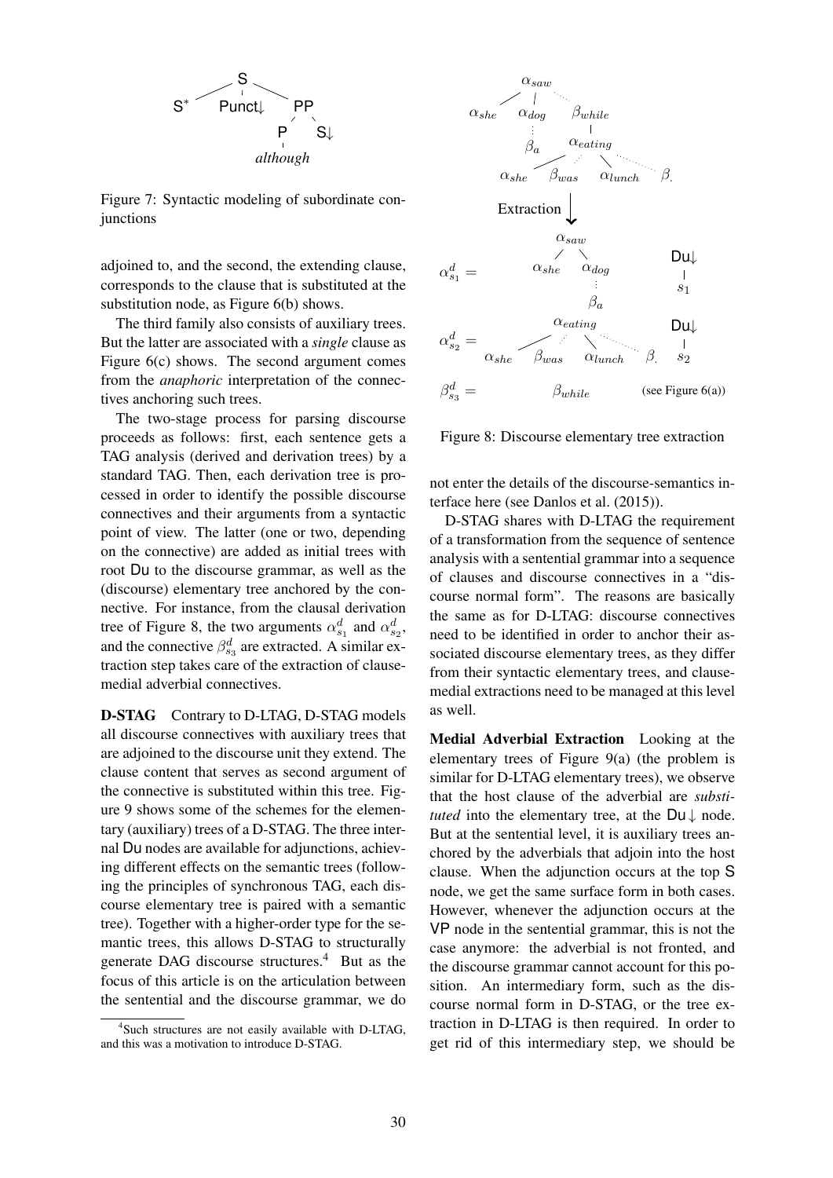Figure 7: Syntactic modeling of subordinate conjunctions

adjoined to, and the second, the extending clause, corresponds to the clause that is substituted at the substitution node, as Figure 6(b) shows.

The third family also consists of auxiliary trees. But the latter are associated with a *single* clause as Figure 6(c) shows. The second argument comes from the *anaphoric* interpretation of the connectives anchoring such trees.

The two-stage process for parsing discourse proceeds as follows: first, each sentence gets a TAG analysis (derived and derivation trees) by a standard TAG. Then, each derivation tree is processed in order to identify the possible discourse connectives and their arguments from a syntactic point of view. The latter (one or two, depending on the connective) are added as initial trees with root Du to the discourse grammar, as well as the (discourse) elementary tree anchored by the connective. For instance, from the clausal derivation tree of Figure 8, the two arguments $\alpha^d_{s_1}$ and $\alpha^d_{s_2}$, and the connective $\beta^d_{s_3}$ are extracted. A similar extraction step takes care of the extraction of clause-medial adverbial connectives.

**D-STAG** Contrary to D-LTAG, D-STAG models all discourse connectives with auxiliary trees that are adjoined to the discourse unit they extend. The clause content that serves as second argument of the connective is substituted within this tree. Figure 9 shows some of the schemes for the elementary (auxiliary) trees of a D-STAG. The three internal Du nodes are available for adjunctions, achieving different effects on the semantic trees (following the principles of synchronous TAG, each discourse elementary tree is paired with a semantic tree). Together with a higher-order type for the semantic trees, this allows D-STAG to structurally generate DAG discourse structures.[4] But as the focus of this article is on the articulation between the sentential and the discourse grammar, we do not enter the details of the discourse-semantics interface here (see Danlos et al. (2015)).

[4]Such structures are not easily available with D-LTAG, and this was a motivation to introduce D-STAG.

Figure 8: Discourse elementary tree extraction

D-STAG shares with D-LTAG the requirement of a transformation from the sequence of sentence analysis with a sentential grammar into a sequence of clauses and discourse connectives in a "discourse normal form". The reasons are basically the same as for D-LTAG: discourse connectives need to be identified in order to anchor their associated discourse elementary trees, as they differ from their syntactic elementary trees, and clause-medial extractions need to be managed at this level as well.

**Medial Adverbial Extraction** Looking at the elementary trees of Figure 9(a) (the problem is similar for D-LTAG elementary trees), we observe that the host clause of the adverbial are *substituted* into the elementary tree, at the Du↓ node. But at the sentential level, it is auxiliary trees anchored by the adverbials that adjoin into the host clause. When the adjunction occurs at the top S node, we get the same surface form in both cases. However, whenever the adjunction occurs at the VP node in the sentential grammar, this is not the case anymore: the adverbial is not fronted, and the discourse grammar cannot account for this position. An intermediary form, such as the discourse normal form in D-STAG, or the tree extraction in D-LTAG is then required. In order to get rid of this intermediary step, we should be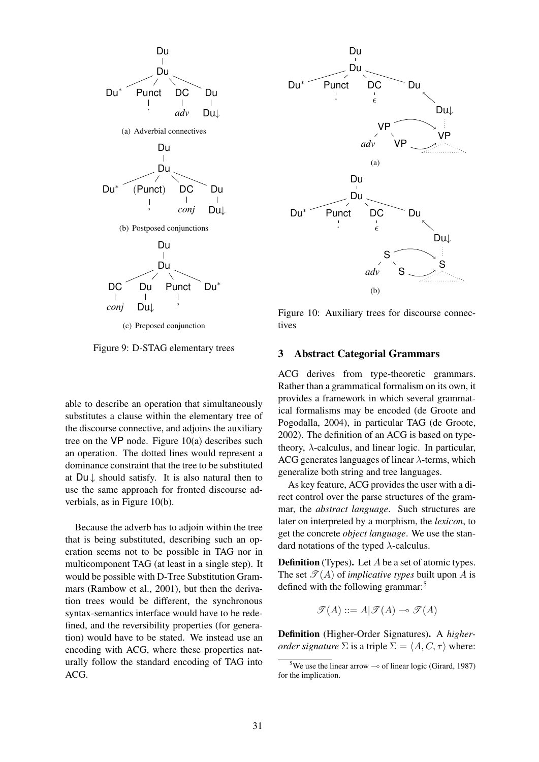Figure 9: D-STAG elementary trees

(a) Adverbial connectives

(b) Postposed conjunctions

(c) Preposed conjunction

able to describe an operation that simultaneously substitutes a clause within the elementary tree of the discourse connective, and adjoins the auxiliary tree on the VP node. Figure 10(a) describes such an operation. The dotted lines would represent a dominance constraint that the tree to be substituted at Du ↓ should satisfy. It is also natural then to use the same approach for fronted discourse adverbials, as in Figure 10(b).

Because the adverb has to adjoin within the tree that is being substituted, describing such an operation seems not to be possible in TAG nor in multicomponent TAG (at least in a single step). It would be possible with D-Tree Substitution Grammars (Rambow et al., 2001), but then the derivation trees would be different, the synchronous syntax-semantics interface would have to be redefined, and the reversibility properties (for generation) would have to be stated. We instead use an encoding with ACG, where these properties naturally follow the standard encoding of TAG into ACG.

Figure 10: Auxiliary trees for discourse connectives

## 3 Abstract Categorial Grammars

ACG derives from type-theoretic grammars. Rather than a grammatical formalism on its own, it provides a framework in which several grammatical formalisms may be encoded (de Groote and Pogodalla, 2004), in particular TAG (de Groote, 2002). The definition of an ACG is based on type-theory, $\lambda$-calculus, and linear logic. In particular, ACG generates languages of linear $\lambda$-terms, which generalize both string and tree languages.

As key feature, ACG provides the user with a direct control over the parse structures of the grammar, the *abstract language*. Such structures are later on interpreted by a morphism, the *lexicon*, to get the concrete *object language*. We use the standard notations of the typed $\lambda$-calculus.

**Definition** (Types)**.** Let $A$ be a set of atomic types. The set $\mathscr{T}(A)$ of *implicative types* built upon $A$ is defined with the following grammar:[5]

$$\mathscr{T}(A) ::= A | \mathscr{T}(A) \multimap \mathscr{T}(A)$$

**Definition** (Higher-Order Signatures)**.** A *higher-order signature* $\Sigma$ is a triple $\Sigma = \langle A, C, \tau \rangle$ where:

[5]We use the linear arrow $\multimap$ of linear logic (Girard, 1987) for the implication.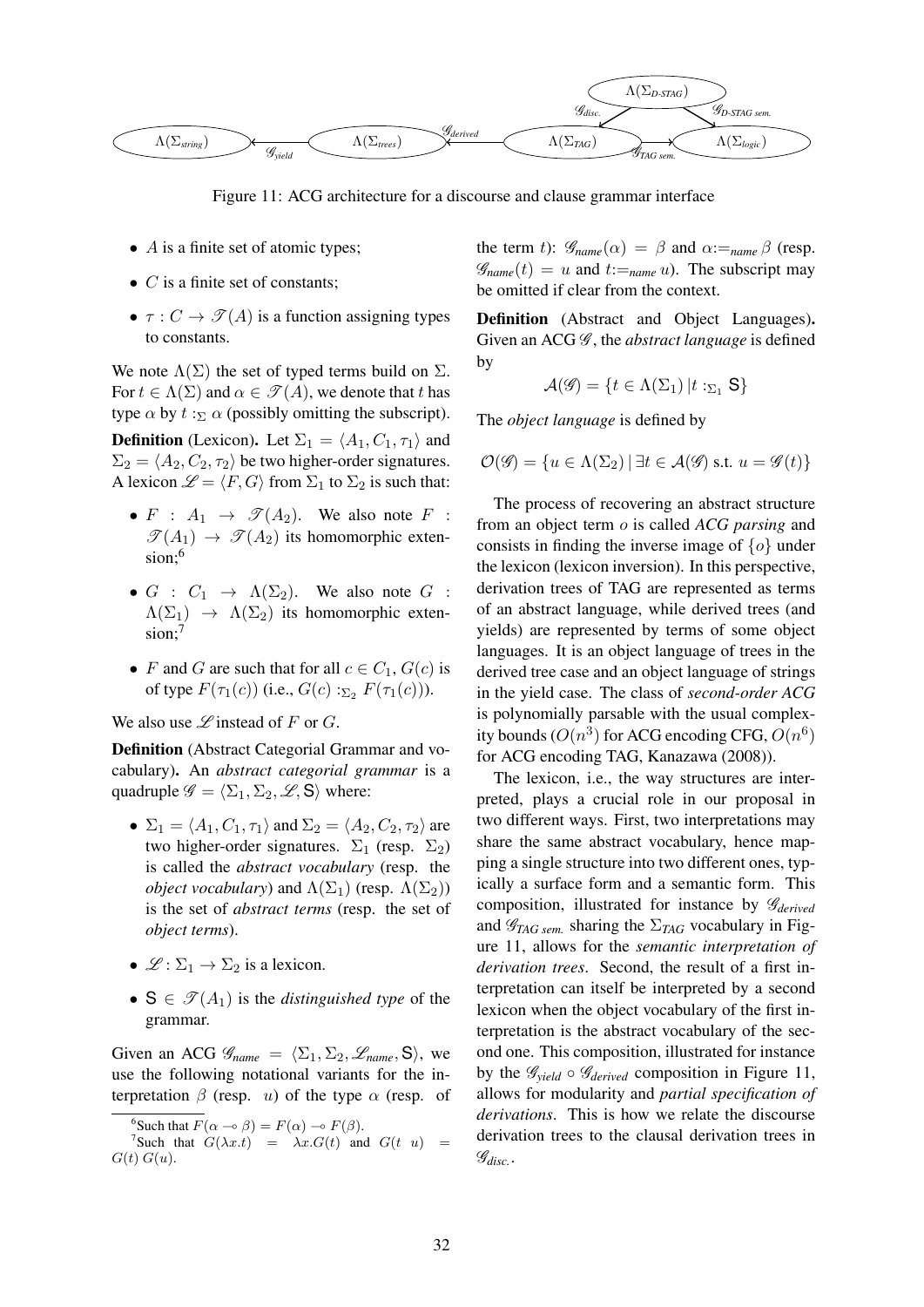Figure 11: ACG architecture for a discourse and clause grammar interface

- $A$ is a finite set of atomic types;
- $C$ is a finite set of constants;
- $\tau : C \rightarrow \mathscr{T}(A)$ is a function assigning types to constants.

We note $\Lambda(\Sigma)$ the set of typed terms build on $\Sigma$. For $t \in \Lambda(\Sigma)$ and $\alpha \in \mathscr{T}(A)$, we denote that $t$ has type $\alpha$ by $t :_{\Sigma} \alpha$ (possibly omitting the subscript).

**Definition** (Lexicon)**.** Let $\Sigma_1 = \langle A_1, C_1, \tau_1 \rangle$ and $\Sigma_2 = \langle A_2, C_2, \tau_2 \rangle$ be two higher-order signatures. A lexicon $\mathscr{L} = \langle F, G \rangle$ from $\Sigma_1$ to $\Sigma_2$ is such that:

- $F : A_1 \rightarrow \mathscr{T}(A_2)$. We also note $F : \mathscr{T}(A_1) \rightarrow \mathscr{T}(A_2)$ its homomorphic extension;[6]
- $G : C_1 \rightarrow \Lambda(\Sigma_2)$. We also note $G : \Lambda(\Sigma_1) \rightarrow \Lambda(\Sigma_2)$ its homomorphic extension;[7]
- $F$ and $G$ are such that for all $c \in C_1$, $G(c)$ is of type $F(\tau_1(c))$ (i.e., $G(c) :_{\Sigma_2} F(\tau_1(c))$).

We also use $\mathscr{L}$ instead of $F$ or $G$.

**Definition** (Abstract Categorial Grammar and vocabulary)**.** An *abstract categorial grammar* is a quadruple $\mathscr{G} = \langle \Sigma_1, \Sigma_2, \mathscr{L}, \mathsf{S} \rangle$ where:

- $\Sigma_1 = \langle A_1, C_1, \tau_1 \rangle$ and $\Sigma_2 = \langle A_2, C_2, \tau_2 \rangle$ are two higher-order signatures. $\Sigma_1$ (resp. $\Sigma_2$) is called the *abstract vocabulary* (resp. the *object vocabulary*) and $\Lambda(\Sigma_1)$ (resp. $\Lambda(\Sigma_2)$) is the set of *abstract terms* (resp. the set of *object terms*).
- $\mathscr{L} : \Sigma_1 \rightarrow \Sigma_2$ is a lexicon.
- $\mathsf{S} \in \mathscr{T}(A_1)$ is the *distinguished type* of the grammar.

Given an ACG $\mathscr{G}_{name} = \langle \Sigma_1, \Sigma_2, \mathscr{L}_{name}, \mathsf{S} \rangle$, we use the following notational variants for the interpretation $\beta$ (resp. $u$) of the type $\alpha$ (resp. of the term $t$): $\mathscr{G}_{name}(\alpha) = \beta$ and $\alpha :=_{name} \beta$ (resp. $\mathscr{G}_{name}(t) = u$ and $t :=_{name} u$). The subscript may be omitted if clear from the context.

**Definition** (Abstract and Object Languages)**.** Given an ACG $\mathscr{G}$, the *abstract language* is defined by

$$\mathcal{A}(\mathscr{G}) = \{ t \in \Lambda(\Sigma_1) \,|\, t :_{\Sigma_1} \mathsf{S} \}$$

The *object language* is defined by

$$\mathcal{O}(\mathscr{G}) = \{ u \in \Lambda(\Sigma_2) \,|\, \exists t \in \mathcal{A}(\mathscr{G}) \text{ s.t. } u = \mathscr{G}(t) \}$$

The process of recovering an abstract structure from an object term $o$ is called *ACG parsing* and consists in finding the inverse image of $\{o\}$ under the lexicon (lexicon inversion). In this perspective, derivation trees of TAG are represented as terms of an abstract language, while derived trees (and yields) are represented by terms of some object languages. It is an object language of trees in the derived tree case and an object language of strings in the yield case. The class of *second-order ACG* is polynomially parsable with the usual complexity bounds ($O(n^3)$ for ACG encoding CFG, $O(n^6)$ for ACG encoding TAG, Kanazawa (2008)).

The lexicon, i.e., the way structures are interpreted, plays a crucial role in our proposal in two different ways. First, two interpretations may share the same abstract vocabulary, hence mapping a single structure into two different ones, typically a surface form and a semantic form. This composition, illustrated for instance by $\mathscr{G}_{derived}$ and $\mathscr{G}_{TAG\ sem.}$ sharing the $\Sigma_{TAG}$ vocabulary in Figure 11, allows for the *semantic interpretation of derivation trees*. Second, the result of a first interpretation can itself be interpreted by a second lexicon when the object vocabulary of the first interpretation is the abstract vocabulary of the second one. This composition, illustrated for instance by the $\mathscr{G}_{yield} \circ \mathscr{G}_{derived}$ composition in Figure 11, allows for modularity and *partial specification of derivations*. This is how we relate the discourse derivation trees to the clausal derivation trees in $\mathscr{G}_{disc.}$.

[6] Such that $F(\alpha \multimap \beta) = F(\alpha) \multimap F(\beta)$.

[7] Such that $G(\lambda x.t) = \lambda x.G(t)$ and $G(t\ u) = G(t)\ G(u)$.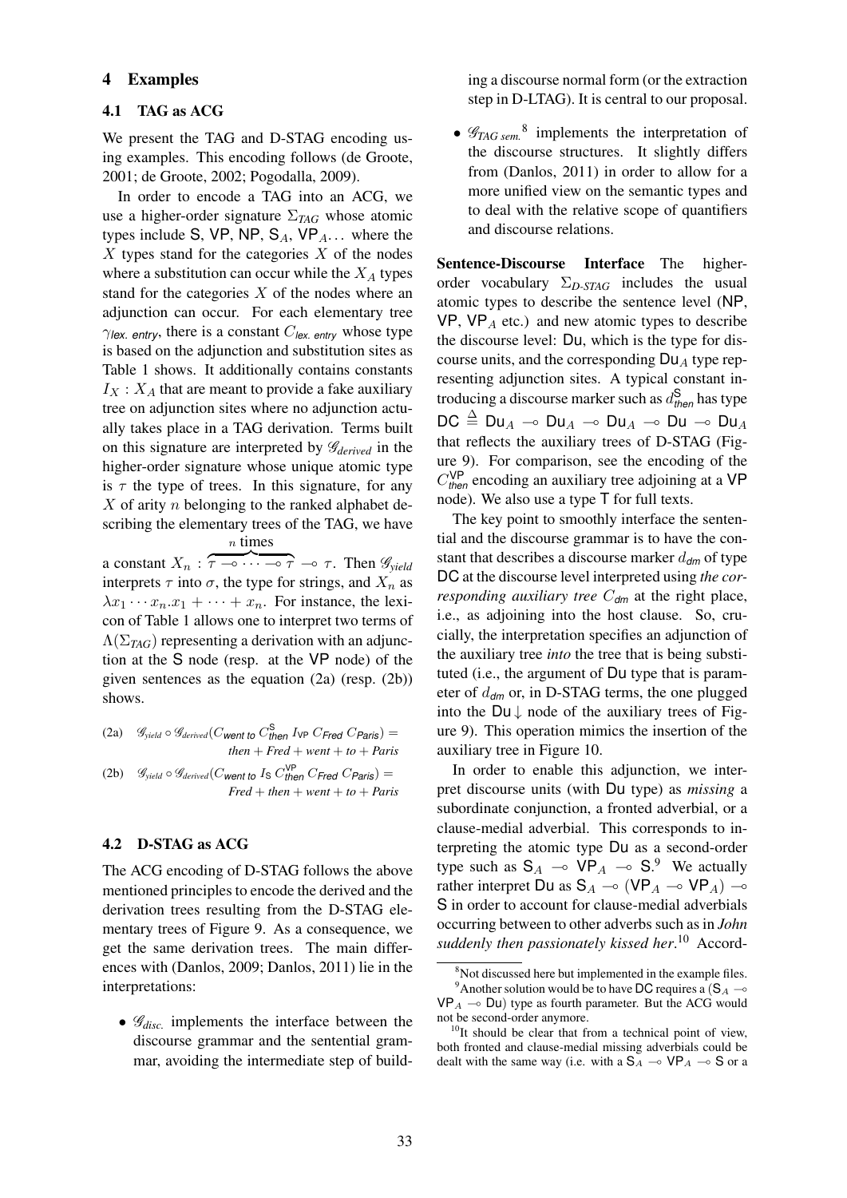## 4 Examples

### 4.1 TAG as ACG

We present the TAG and D-STAG encoding using examples. This encoding follows (de Groote, 2001; de Groote, 2002; Pogodalla, 2009).

In order to encode a TAG into an ACG, we use a higher-order signature $\Sigma_{TAG}$ whose atomic types include $\mathsf{S}$, $\mathsf{VP}$, $\mathsf{NP}$, $\mathsf{S}_A$, $\mathsf{VP}_A$... where the $X$ types stand for the categories $X$ of the nodes where a substitution can occur while the $X_A$ types stand for the categories $X$ of the nodes where an adjunction can occur. For each elementary tree $\gamma_{\textit{lex. entry}}$, there is a constant $C_{\textit{lex. entry}}$ whose type is based on the adjunction and substitution sites as Table 1 shows. It additionally contains constants $I_X : X_A$ that are meant to provide a fake auxiliary tree on adjunction sites where no adjunction actually takes place in a TAG derivation. Terms built on this signature are interpreted by $\mathscr{G}_{derived}$ in the higher-order signature whose unique atomic type is $\tau$ the type of trees. In this signature, for any $X$ of arity $n$ belonging to the ranked alphabet describing the elementary trees of the TAG, we have a constant $X_n : \overbrace{\tau \multimap \cdots \multimap \tau}^{n \text{ times}} \multimap \tau$. Then $\mathscr{G}_{yield}$ interprets $\tau$ into $\sigma$, the type for strings, and $X_n$ as $\lambda x_1 \cdots x_n . x_1 + \cdots + x_n$. For instance, the lexicon of Table 1 allows one to interpret two terms of $\Lambda(\Sigma_{TAG})$ representing a derivation with an adjunction at the $\mathsf{S}$ node (resp. at the $\mathsf{VP}$ node) of the given sentences as the equation (2a) (resp. (2b)) shows.

(2a) $\mathscr{G}_{yield} \circ \mathscr{G}_{derived}(C_{\textit{went to}}\ C^{\mathsf{S}}_{\textit{then}}\ I_{\mathsf{VP}}\ C_{\textit{Fred}}\ C_{\textit{Paris}}) = \textit{then} + \textit{Fred} + \textit{went} + \textit{to} + \textit{Paris}$

(2b) $\mathscr{G}_{yield} \circ \mathscr{G}_{derived}(C_{\textit{went to}}\ I_{\mathsf{S}}\ C^{\mathsf{VP}}_{\textit{then}}\ C_{\textit{Fred}}\ C_{\textit{Paris}}) = \textit{Fred} + \textit{then} + \textit{went} + \textit{to} + \textit{Paris}$

### 4.2 D-STAG as ACG

The ACG encoding of D-STAG follows the above mentioned principles to encode the derived and the derivation trees resulting from the D-STAG elementary trees of Figure 9. As a consequence, we get the same derivation trees. The main differences with (Danlos, 2009; Danlos, 2011) lie in the interpretations:

- $\mathscr{G}_{disc.}$ implements the interface between the discourse grammar and the sentential grammar, avoiding the intermediate step of building a discourse normal form (or the extraction step in D-LTAG). It is central to our proposal.
- $\mathscr{G}_{TAG\ sem.}$[8] implements the interpretation of the discourse structures. It slightly differs from (Danlos, 2011) in order to allow for a more unified view on the semantic types and to deal with the relative scope of quantifiers and discourse relations.

**Sentence-Discourse Interface** The higher-order vocabulary $\Sigma_{D\text{-}STAG}$ includes the usual atomic types to describe the sentence level ($\mathsf{NP}$, $\mathsf{VP}$, $\mathsf{VP}_A$ etc.) and new atomic types to describe the discourse level: $\mathsf{Du}$, which is the type for discourse units, and the corresponding $\mathsf{Du}_A$ type representing adjunction sites. A typical constant introducing a discourse marker such as $d^{\mathsf{S}}_{\textit{then}}$ has type $\mathsf{DC} \triangleq \mathsf{Du}_A \multimap \mathsf{Du}_A \multimap \mathsf{Du}_A \multimap \mathsf{Du} \multimap \mathsf{Du}_A$ that reflects the auxiliary trees of D-STAG (Figure 9). For comparison, see the encoding of the $C^{\mathsf{VP}}_{\textit{then}}$ encoding an auxiliary tree adjoining at a $\mathsf{VP}$ node). We also use a type $\mathsf{T}$ for full texts.

The key point to smoothly interface the sentential and the discourse grammar is to have the constant that describes a discourse marker $d_{\textit{dm}}$ of type $\mathsf{DC}$ at the discourse level interpreted using *the corresponding auxiliary tree* $C_{\textit{dm}}$ at the right place, i.e., as adjoining into the host clause. So, crucially, the interpretation specifies an adjunction of the auxiliary tree *into* the tree that is being substituted (i.e., the argument of $\mathsf{Du}$ type that is parameter of $d_{\textit{dm}}$ or, in D-STAG terms, the one plugged into the $\mathsf{Du}\downarrow$ node of the auxiliary trees of Figure 9). This operation mimics the insertion of the auxiliary tree in Figure 10.

In order to enable this adjunction, we interpret discourse units (with $\mathsf{Du}$ type) as *missing* a subordinate conjunction, a fronted adverbial, or a clause-medial adverbial. This corresponds to interpreting the atomic type $\mathsf{Du}$ as a second-order type such as $\mathsf{S}_A \multimap \mathsf{VP}_A \multimap \mathsf{S}$.[9] We actually rather interpret $\mathsf{Du}$ as $\mathsf{S}_A \multimap (\mathsf{VP}_A \multimap \mathsf{VP}_A) \multimap \mathsf{S}$ in order to account for clause-medial adverbials occurring between to other adverbs such as in *John suddenly then passionately kissed her*.[10] Accord-

[8] Not discussed here but implemented in the example files.

[9] Another solution would be to have $\mathsf{DC}$ requires a $(\mathsf{S}_A \multimap \mathsf{VP}_A \multimap \mathsf{Du})$ type as fourth parameter. But the ACG would not be second-order anymore.

[10] It should be clear that from a technical point of view, both fronted and clause-medial missing adverbials could be dealt with the same way (i.e. with a $\mathsf{S}_A \multimap \mathsf{VP}_A \multimap \mathsf{S}$ or a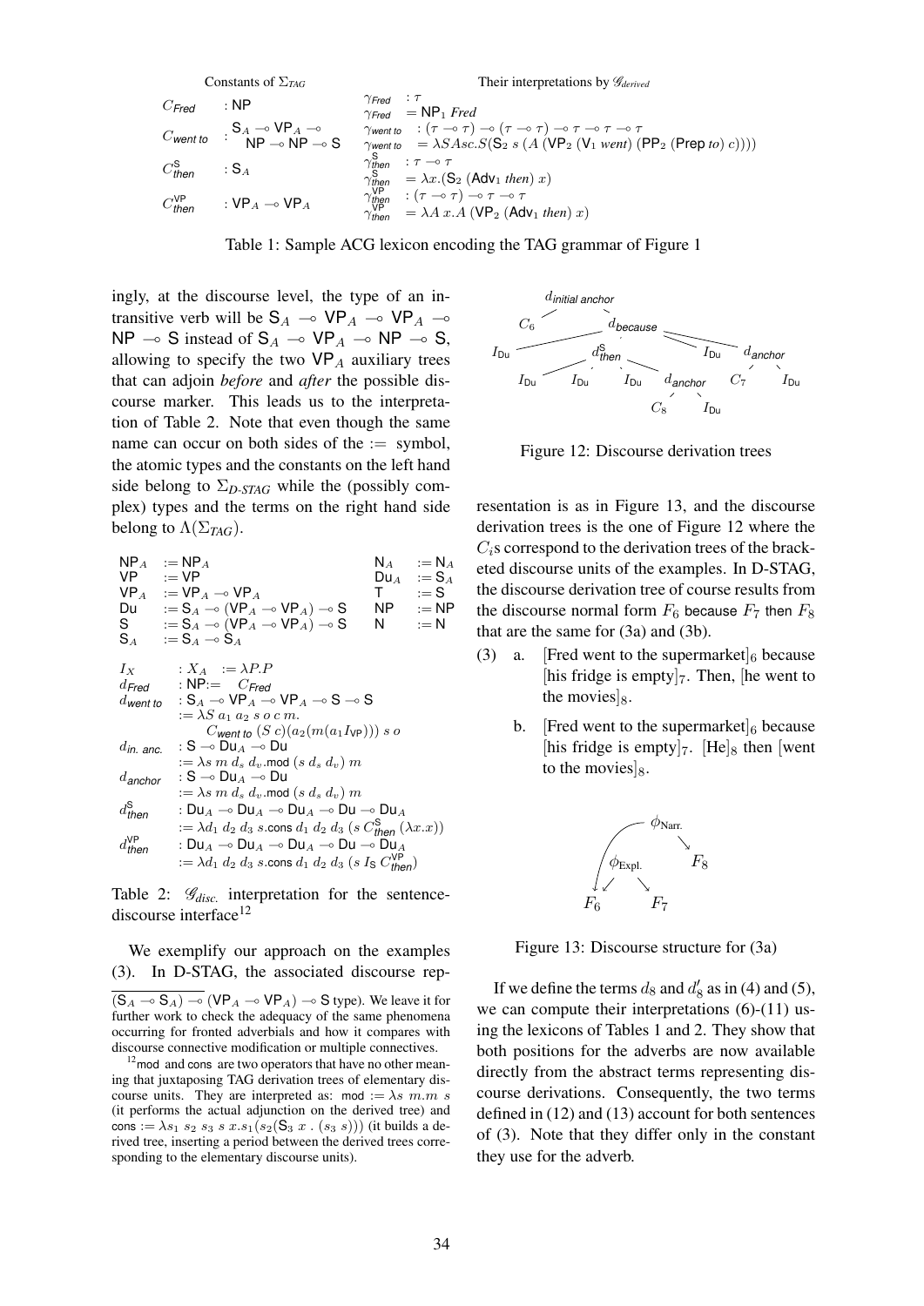| Constants of $\Sigma_{TAG}$ | | Their interpretations by $\mathscr{G}_{derived}$ |
|---|---|---|
| $C_{Fred}$ | : NP | $\gamma_{Fred} \;:\tau$ <br> $\gamma_{Fred} \;= \mathsf{NP}_1\ \mathit{Fred}$ |
| $C_{went\ to}$ | : $\mathsf{S}_A \multimap \mathsf{VP}_A \multimap \mathsf{NP} \multimap \mathsf{NP} \multimap \mathsf{S}$ | $\gamma_{went\ to} \;: (\tau \multimap \tau) \multimap (\tau \multimap \tau) \multimap \tau \multimap \tau \multimap \tau$ <br> $\gamma_{went\ to} \;= \lambda S A s c. S (\mathsf{S}_2\ s\ (A\ (\mathsf{VP}_2\ (\mathsf{V}_1\ \mathit{went})\ (\mathsf{PP}_2\ (\mathsf{Prep}\ \mathit{to})\ c))))$ |
| $C^{\mathsf{S}}_{then}$ | : $\mathsf{S}_A$ | $\gamma^{\mathsf{S}}_{then} \;: \tau \multimap \tau$ <br> $\gamma^{\mathsf{S}}_{then} \;= \lambda x.(\mathsf{S}_2\ (\mathsf{Adv}_1\ \mathit{then})\ x)$ |
| $C^{\mathsf{VP}}_{then}$ | : $\mathsf{VP}_A \multimap \mathsf{VP}_A$ | $\gamma^{\mathsf{VP}}_{then} \;: (\tau \multimap \tau) \multimap \tau \multimap \tau$ <br> $\gamma^{\mathsf{VP}}_{then} \;= \lambda A\ x.A\ (\mathsf{VP}_2\ (\mathsf{Adv}_1\ \mathit{then})\ x)$ |

Table 1: Sample ACG lexicon encoding the TAG grammar of Figure 1

ingly, at the discourse level, the type of an intransitive verb will be $\mathsf{S}_A \multimap \mathsf{VP}_A \multimap \mathsf{VP}_A \multimap \mathsf{NP} \multimap \mathsf{S}$ instead of $\mathsf{S}_A \multimap \mathsf{VP}_A \multimap \mathsf{NP} \multimap \mathsf{S}$, allowing to specify the two $\mathsf{VP}_A$ auxiliary trees that can adjoin *before* and *after* the possible discourse marker. This leads us to the interpretation of Table 2. Note that even though the same name can occur on both sides of the $:=$ symbol, the atomic types and the constants on the left hand side belong to $\Sigma_{D\text{-}STAG}$ while the (possibly complex) types and the terms on the right hand side belong to $\Lambda(\Sigma_{TAG})$.

$$
\begin{array}{llll}
\mathsf{NP}_A := \mathsf{NP}_A & & \mathsf{N}_A & := \mathsf{N}_A \\
\mathsf{VP} := \mathsf{VP} & & \mathsf{Du}_A & := \mathsf{S}_A \\
\mathsf{VP}_A := \mathsf{VP}_A \multimap \mathsf{VP}_A & & \mathsf{T} & := \mathsf{S} \\
\mathsf{Du} := \mathsf{S}_A \multimap (\mathsf{VP}_A \multimap \mathsf{VP}_A) \multimap \mathsf{S} & & \mathsf{NP} & := \mathsf{NP} \\
\mathsf{S} := \mathsf{S}_A \multimap (\mathsf{VP}_A \multimap \mathsf{VP}_A) \multimap \mathsf{S} & & \mathsf{N} & := \mathsf{N} \\
\mathsf{S}_A := \mathsf{S}_A \multimap \mathsf{S}_A & & &
\end{array}
$$

$$
\begin{array}{ll}
I_X & : X_A \; := \lambda P.P \\
d_{Fred} & : \mathsf{NP} := \; C_{Fred} \\
d_{went\ to} & : \mathsf{S}_A \multimap \mathsf{VP}_A \multimap \mathsf{VP}_A \multimap \mathsf{S} \multimap \mathsf{S} \\
& := \lambda S\ a_1\ a_2\ s\ o\ c\ m. \\
& \quad C_{went\ to}\ (S\ c)(a_2(m(a_1 I_{\mathsf{VP}})))\ s\ o \\
d_{in.\ anc.} & : \mathsf{S} \multimap \mathsf{Du}_A \multimap \mathsf{Du} \\
& := \lambda s\ m\ d_s\ d_v.\mathsf{mod}\ (s\ d_s\ d_v)\ m \\
d_{anchor} & : \mathsf{S} \multimap \mathsf{Du}_A \multimap \mathsf{Du} \\
& := \lambda s\ m\ d_s\ d_v.\mathsf{mod}\ (s\ d_s\ d_v)\ m \\
d^{\mathsf{S}}_{then} & : \mathsf{Du}_A \multimap \mathsf{Du}_A \multimap \mathsf{Du}_A \multimap \mathsf{Du} \multimap \mathsf{Du}_A \\
& := \lambda d_1\ d_2\ d_3\ s.\mathsf{cons}\ d_1\ d_2\ d_3\ (s\ C^{\mathsf{S}}_{then}\ (\lambda x.x)) \\
d^{\mathsf{VP}}_{then} & : \mathsf{Du}_A \multimap \mathsf{Du}_A \multimap \mathsf{Du}_A \multimap \mathsf{Du} \multimap \mathsf{Du}_A \\
& := \lambda d_1\ d_2\ d_3\ s.\mathsf{cons}\ d_1\ d_2\ d_3\ (s\ I_{\mathsf{S}}\ C^{\mathsf{VP}}_{then})
\end{array}
$$

Table 2: $\mathscr{G}_{disc.}$ interpretation for the sentence-discourse interface[12]

We exemplify our approach on the examples (3). In D-STAG, the associated discourse representation is as in Figure 13, and the discourse derivation trees is the one of Figure 12 where the $C_i$s correspond to the derivation trees of the bracketed discourse units of the examples. In D-STAG, the discourse derivation tree of course results from the discourse normal form $F_6$ because $F_7$ then $F_8$ that are the same for (3a) and (3b).

$d_{initial\ anchor}$ ( $C_6$, $d_{because}$ ( $I_{\mathsf{Du}}$, $d^{\mathsf{S}}_{then}$ ( $I_{\mathsf{Du}}$, $I_{\mathsf{Du}}$, $I_{\mathsf{Du}}$, $d_{anchor}$ ( $C_8$, $I_{\mathsf{Du}}$ ) ), $I_{\mathsf{Du}}$, $d_{anchor}$ ( $C_7$, $I_{\mathsf{Du}}$ ) ) )

Figure 12: Discourse derivation trees

(3) a. [Fred went to the supermarket]$_6$ because [his fridge is empty]$_7$. Then, [he went to the movies]$_8$.

b. [Fred went to the supermarket]$_6$ because [his fridge is empty]$_7$. [He]$_8$ then [went to the movies]$_8$.

$\phi_{\text{Narr.}}$ ( $\phi_{\text{Expl.}}$ ( $F_6$, $F_7$ ), $F_8$ ), with an additional arc from $\phi_{\text{Narr.}}$ to $F_6$

Figure 13: Discourse structure for (3a)

If we define the terms $d_8$ and $d'_8$ as in (4) and (5), we can compute their interpretations (6)-(11) using the lexicons of Tables 1 and 2. They show that both positions for the adverbs are now available directly from the abstract terms representing discourse derivations. Consequently, the two terms defined in (12) and (13) account for both sentences of (3). Note that they differ only in the constant they use for the adverb.

---

$(\mathsf{S}_A \multimap \mathsf{S}_A) \multimap (\mathsf{VP}_A \multimap \mathsf{VP}_A) \multimap \mathsf{S}$ type). We leave it for further work to check the adequacy of the same phenomena occurring for fronted adverbials and how it compares with discourse connective modification or multiple connectives.

[12] mod and cons are two operators that have no other meaning that juxtaposing TAG derivation trees of elementary discourse units. They are interpreted as: $\mathsf{mod} := \lambda s\ m.m\ s$ (it performs the actual adjunction on the derived tree) and $\mathsf{cons} := \lambda s_1\ s_2\ s_3\ s\ x.s_1(s_2(\mathsf{S}_3\ x\ .\ (s_3\ s)))$ (it builds a derived tree, inserting a period between the derived trees corresponding to the elementary discourse units).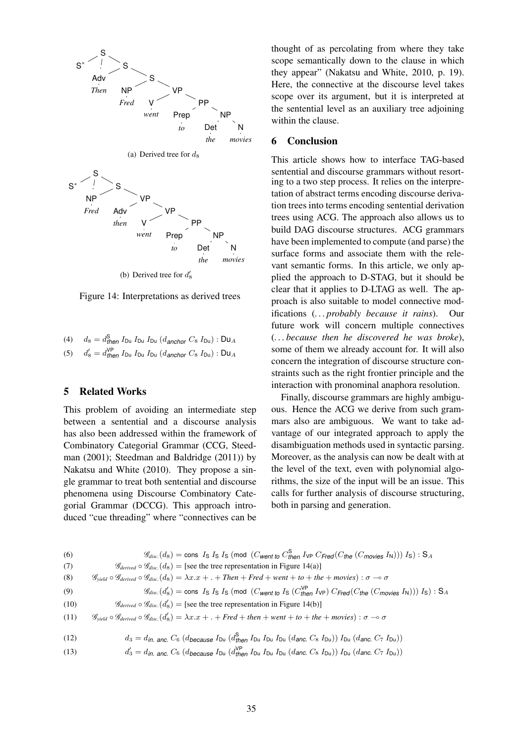(a) Derived tree for $d_8$

(b) Derived tree for $d'_8$

Figure 14: Interpretations as derived trees

(4) $d_8 = d^{\mathsf{S}}_{\textit{then}}\ I_{\mathsf{Du}}\ I_{\mathsf{Du}}\ I_{\mathsf{Du}}\ (d_{\textit{anchor}}\ C_8\ I_{\mathsf{Du}}) : \mathsf{Du}_A$

(5) $d'_8 = d^{\mathsf{VP}}_{\textit{then}}\ I_{\mathsf{Du}}\ I_{\mathsf{Du}}\ I_{\mathsf{Du}}\ (d_{\textit{anchor}}\ C_8\ I_{\mathsf{Du}}) : \mathsf{Du}_A$

## 5 Related Works

This problem of avoiding an intermediate step between a sentential and a discourse analysis has also been addressed within the framework of Combinatory Categorial Grammar (CCG, Steedman (2001); Steedman and Baldridge (2011)) by Nakatsu and White (2010). They propose a single grammar to treat both sentential and discourse phenomena using Discourse Combinatory Categorial Grammar (DCCG). This approach introduced "cue threading" where "connectives can be thought of as percolating from where they take scope semantically down to the clause in which they appear" (Nakatsu and White, 2010, p. 19). Here, the connective at the discourse level takes scope over its argument, but it is interpreted at the sentential level as an auxiliary tree adjoining within the clause.

## 6 Conclusion

This article shows how to interface TAG-based sentential and discourse grammars without resorting to a two step process. It relies on the interpretation of abstract terms encoding discourse derivation trees into terms encoding sentential derivation trees using ACG. The approach also allows us to build DAG discourse structures. ACG grammars have been implemented to compute (and parse) the surface forms and associate them with the relevant semantic forms. In this article, we only applied the approach to D-STAG, but it should be clear that it applies to D-LTAG as well. The approach is also suitable to model connective modifications (*... probably because it rains*). Our future work will concern multiple connectives (*... because then he discovered he was broke*), some of them we already account for. It will also concern the integration of discourse structure constraints such as the right frontier principle and the interaction with pronominal anaphora resolution.

Finally, discourse grammars are highly ambiguous. Hence the ACG we derive from such grammars also are ambiguous. We want to take advantage of our integrated approach to apply the disambiguation methods used in syntactic parsing. Moreover, as the analysis can now be dealt with at the level of the text, even with polynomial algorithms, the size of the input will be an issue. This calls for further analysis of discourse structuring, both in parsing and generation.

(6) $\mathscr{G}_{\textit{disc.}}(d_8) = \mathsf{cons}\ \ I_{\mathsf{S}}\ I_{\mathsf{S}}\ I_{\mathsf{S}}\ (\mathsf{mod}\ \ (C_{\textit{went to}}\ C^{\mathsf{S}}_{\textit{then}}\ I_{\mathsf{VP}}\ C_{\textit{Fred}}(C_{\textit{the}}\ (C_{\textit{movies}}\ I_{\mathsf{N}})))\ I_{\mathsf{S}}) : \mathsf{S}_A$

(7) $\mathscr{G}_{\textit{derived}} \circ \mathscr{G}_{\textit{disc.}}(d_8) =$ [see the tree representation in Figure 14(a)]

(8) $\mathscr{G}_{\textit{yield}} \circ \mathscr{G}_{\textit{derived}} \circ \mathscr{G}_{\textit{disc.}}(d_8) = \lambda x.x + . + \textit{Then} + \textit{Fred} + \textit{went} + \textit{to} + \textit{the} + \textit{movies}) : \sigma \multimap \sigma$

(9) $\mathscr{G}_{\textit{disc.}}(d'_8) = \mathsf{cons}\ \ I_{\mathsf{S}}\ I_{\mathsf{S}}\ I_{\mathsf{S}}\ (\mathsf{mod}\ \ (C_{\textit{went to}}\ I_{\mathsf{S}}\ (C^{\mathsf{VP}}_{\textit{then}}\ I_{\mathsf{VP}})\ C_{\textit{Fred}}(C_{\textit{the}}\ (C_{\textit{movies}}\ I_{\mathsf{N}})))\ I_{\mathsf{S}}) : \mathsf{S}_A$

(10) $\mathscr{G}_{\textit{derived}} \circ \mathscr{G}_{\textit{disc.}}(d'_8) =$ [see the tree representation in Figure 14(b)]

(11) $\mathscr{G}_{\textit{yield}} \circ \mathscr{G}_{\textit{derived}} \circ \mathscr{G}_{\textit{disc.}}(d'_8) = \lambda x.x + . + \textit{Fred} + \textit{then} + \textit{went} + \textit{to} + \textit{the} + \textit{movies}) : \sigma \multimap \sigma$

(12) $d_3 = d_{\textit{in. anc.}}\ C_6\ (d_{\textit{because}}\ I_{\mathsf{Du}}\ (d^{\mathsf{S}}_{\textit{then}}\ I_{\mathsf{Du}}\ I_{\mathsf{Du}}\ I_{\mathsf{Du}}\ (d_{\textit{anc.}}\ C_8\ I_{\mathsf{Du}}))\ I_{\mathsf{Du}}\ (d_{\textit{anc.}}\ C_7\ I_{\mathsf{Du}}))$

(13) $d'_3 = d_{\textit{in. anc.}}\ C_6\ (d_{\textit{because}}\ I_{\mathsf{Du}}\ (d^{\mathsf{VP}}_{\textit{then}}\ I_{\mathsf{Du}}\ I_{\mathsf{Du}}\ I_{\mathsf{Du}}\ (d_{\textit{anc.}}\ C_8\ I_{\mathsf{Du}}))\ I_{\mathsf{Du}}\ (d_{\textit{anc.}}\ C_7\ I_{\mathsf{Du}}))$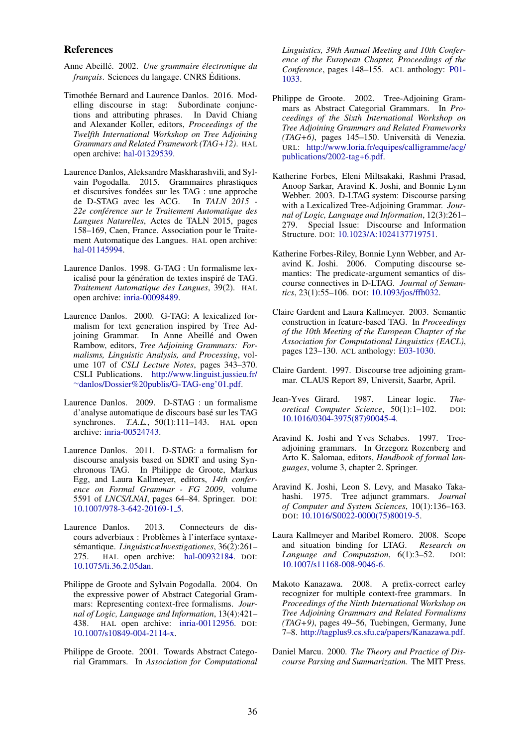## References

Anne Abeillé. 2002. *Une grammaire électronique du français*. Sciences du langage. CNRS Éditions.

Timothée Bernard and Laurence Danlos. 2016. Modelling discourse in stag: Subordinate conjunctions and attributing phrases. In David Chiang and Alexander Koller, editors, *Proceedings of the Twelfth International Workshop on Tree Adjoining Grammars and Related Framework (TAG+12)*. HAL open archive: hal-01329539.

Laurence Danlos, Aleksandre Maskharashvili, and Sylvain Pogodalla. 2015. Grammaires phrastiques et discursives fondées sur les TAG : une approche de D-STAG avec les ACG. In *TALN 2015 - 22e conférence sur le Traitement Automatique des Langues Naturelles*, Actes de TALN 2015, pages 158–169, Caen, France. Association pour le Traitement Automatique des Langues. HAL open archive: hal-01145994.

Laurence Danlos. 1998. G-TAG : Un formalisme lexicalisé pour la génération de textes inspiré de TAG. *Traitement Automatique des Langues*, 39(2). HAL open archive: inria-00098489.

Laurence Danlos. 2000. G-TAG: A lexicalized formalism for text generation inspired by Tree Adjoining Grammar. In Anne Abeillé and Owen Rambow, editors, *Tree Adjoining Grammars: Formalisms, Linguistic Analysis, and Processing*, volume 107 of *CSLI Lecture Notes*, pages 343–370. CSLI Publications. http://www.linguist.jussieu.fr/~danlos/Dossier%20publis/G-TAG-eng'01.pdf.

Laurence Danlos. 2009. D-STAG : un formalisme d'analyse automatique de discours basé sur les TAG synchrones. *T.A.L.*, 50(1):111–143. HAL open archive: inria-00524743.

Laurence Danlos. 2011. D-STAG: a formalism for discourse analysis based on SDRT and using Synchronous TAG. In Philippe de Groote, Markus Egg, and Laura Kallmeyer, editors, *14th conference on Formal Grammar - FG 2009*, volume 5591 of *LNCS/LNAI*, pages 64–84. Springer. DOI: 10.1007/978-3-642-20169-1_5.

Laurence Danlos. 2013. Connecteurs de discours adverbiaux : Problèmes à l'interface syntaxe-sémantique. *LinguisticæInvestigationes*, 36(2):261–275. HAL open archive: hal-00932184. DOI: 10.1075/li.36.2.05dan.

Philippe de Groote and Sylvain Pogodalla. 2004. On the expressive power of Abstract Categorial Grammars: Representing context-free formalisms. *Journal of Logic, Language and Information*, 13(4):421–438. HAL open archive: inria-00112956. DOI: 10.1007/s10849-004-2114-x.

Philippe de Groote. 2001. Towards Abstract Categorial Grammars. In *Association for Computational Linguistics, 39th Annual Meeting and 10th Conference of the European Chapter, Proceedings of the Conference*, pages 148–155. ACL anthology: P01-1033.

Philippe de Groote. 2002. Tree-Adjoining Grammars as Abstract Categorial Grammars. In *Proceedings of the Sixth International Workshop on Tree Adjoining Grammars and Related Frameworks (TAG+6)*, pages 145–150. Università di Venezia. URL: http://www.loria.fr/equipes/calligramme/acg/publications/2002-tag+6.pdf.

Katherine Forbes, Eleni Miltsakaki, Rashmi Prasad, Anoop Sarkar, Aravind K. Joshi, and Bonnie Lynn Webber. 2003. D-LTAG system: Discourse parsing with a Lexicalized Tree-Adjoining Grammar. *Journal of Logic, Language and Information*, 12(3):261–279. Special Issue: Discourse and Information Structure. DOI: 10.1023/A:1024137719751.

Katherine Forbes-Riley, Bonnie Lynn Webber, and Aravind K. Joshi. 2006. Computing discourse semantics: The predicate-argument semantics of discourse connectives in D-LTAG. *Journal of Semantics*, 23(1):55–106. DOI: 10.1093/jos/ffh032.

Claire Gardent and Laura Kallmeyer. 2003. Semantic construction in feature-based TAG. In *Proceedings of the 10th Meeting of the European Chapter of the Association for Computational Linguistics (EACL)*, pages 123–130. ACL anthology: E03-1030.

Claire Gardent. 1997. Discourse tree adjoining grammar. CLAUS Report 89, Universit, Saarbr, April.

Jean-Yves Girard. 1987. Linear logic. *Theoretical Computer Science*, 50(1):1–102. DOI: 10.1016/0304-3975(87)90045-4.

Aravind K. Joshi and Yves Schabes. 1997. Tree-adjoining grammars. In Grzegorz Rozenberg and Arto K. Salomaa, editors, *Handbook of formal languages*, volume 3, chapter 2. Springer.

Aravind K. Joshi, Leon S. Levy, and Masako Takahashi. 1975. Tree adjunct grammars. *Journal of Computer and System Sciences*, 10(1):136–163. DOI: 10.1016/S0022-0000(75)80019-5.

Laura Kallmeyer and Maribel Romero. 2008. Scope and situation binding for LTAG. *Research on Language and Computation*, 6(1):3–52. DOI: 10.1007/s11168-008-9046-6.

Makoto Kanazawa. 2008. A prefix-correct earley recognizer for multiple context-free grammars. In *Proceedings of the Ninth International Workshop on Tree Adjoining Grammars and Related Formalisms (TAG+9)*, pages 49–56, Tuebingen, Germany, June 7–8. http://tagplus9.cs.sfu.ca/papers/Kanazawa.pdf.

Daniel Marcu. 2000. *The Theory and Practice of Discourse Parsing and Summarization*. The MIT Press.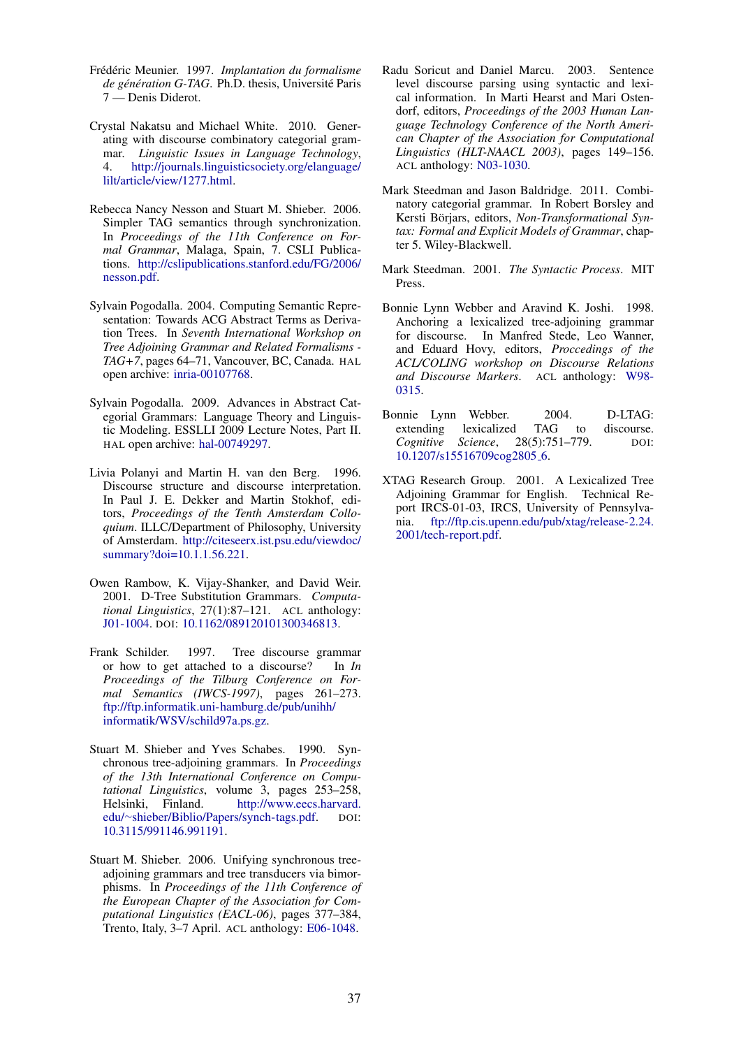Frédéric Meunier. 1997. *Implantation du formalisme de génération G-TAG*. Ph.D. thesis, Université Paris 7 — Denis Diderot.

Crystal Nakatsu and Michael White. 2010. Generating with discourse combinatory categorial grammar. *Linguistic Issues in Language Technology*, 4. http://journals.linguisticsociety.org/elanguage/lilt/article/view/1277.html.

Rebecca Nancy Nesson and Stuart M. Shieber. 2006. Simpler TAG semantics through synchronization. In *Proceedings of the 11th Conference on Formal Grammar*, Malaga, Spain, 7. CSLI Publications. http://cslipublications.stanford.edu/FG/2006/nesson.pdf.

Sylvain Pogodalla. 2004. Computing Semantic Representation: Towards ACG Abstract Terms as Derivation Trees. In *Seventh International Workshop on Tree Adjoining Grammar and Related Formalisms - TAG+7*, pages 64–71, Vancouver, BC, Canada. HAL open archive: inria-00107768.

Sylvain Pogodalla. 2009. Advances in Abstract Categorial Grammars: Language Theory and Linguistic Modeling. ESSLLI 2009 Lecture Notes, Part II. HAL open archive: hal-00749297.

Livia Polanyi and Martin H. van den Berg. 1996. Discourse structure and discourse interpretation. In Paul J. E. Dekker and Martin Stokhof, editors, *Proceedings of the Tenth Amsterdam Colloquium*. ILLC/Department of Philosophy, University of Amsterdam. http://citeseerx.ist.psu.edu/viewdoc/summary?doi=10.1.1.56.221.

Owen Rambow, K. Vijay-Shanker, and David Weir. 2001. D-Tree Substitution Grammars. *Computational Linguistics*, 27(1):87–121. ACL anthology: J01-1004. DOI: 10.1162/089120101300346813.

Frank Schilder. 1997. Tree discourse grammar or how to get attached to a discourse? In *In Proceedings of the Tilburg Conference on Formal Semantics (IWCS-1997)*, pages 261–273. ftp://ftp.informatik.uni-hamburg.de/pub/unihh/informatik/WSV/schild97a.ps.gz.

Stuart M. Shieber and Yves Schabes. 1990. Synchronous tree-adjoining grammars. In *Proceedings of the 13th International Conference on Computational Linguistics*, volume 3, pages 253–258, Helsinki, Finland. http://www.eecs.harvard.edu/~shieber/Biblio/Papers/synch-tags.pdf. DOI: 10.3115/991146.991191.

Stuart M. Shieber. 2006. Unifying synchronous tree-adjoining grammars and tree transducers via bimorphisms. In *Proceedings of the 11th Conference of the European Chapter of the Association for Computational Linguistics (EACL-06)*, pages 377–384, Trento, Italy, 3–7 April. ACL anthology: E06-1048.

Radu Soricut and Daniel Marcu. 2003. Sentence level discourse parsing using syntactic and lexical information. In Marti Hearst and Mari Ostendorf, editors, *Proceedings of the 2003 Human Language Technology Conference of the North American Chapter of the Association for Computational Linguistics (HLT-NAACL 2003)*, pages 149–156. ACL anthology: N03-1030.

Mark Steedman and Jason Baldridge. 2011. Combinatory categorial grammar. In Robert Borsley and Kersti Börjars, editors, *Non-Transformational Syntax: Formal and Explicit Models of Grammar*, chapter 5. Wiley-Blackwell.

Mark Steedman. 2001. *The Syntactic Process*. MIT Press.

Bonnie Lynn Webber and Aravind K. Joshi. 1998. Anchoring a lexicalized tree-adjoining grammar for discourse. In Manfred Stede, Leo Wanner, and Eduard Hovy, editors, *Proccedings of the ACL/COLING workshop on Discourse Relations and Discourse Markers*. ACL anthology: W98-0315.

Bonnie Lynn Webber. 2004. D-LTAG: extending lexicalized TAG to discourse. *Cognitive Science*, 28(5):751–779. DOI: 10.1207/s15516709cog2805_6.

XTAG Research Group. 2001. A Lexicalized Tree Adjoining Grammar for English. Technical Report IRCS-01-03, IRCS, University of Pennsylvania. ftp://ftp.cis.upenn.edu/pub/xtag/release-2.24.2001/tech-report.pdf.